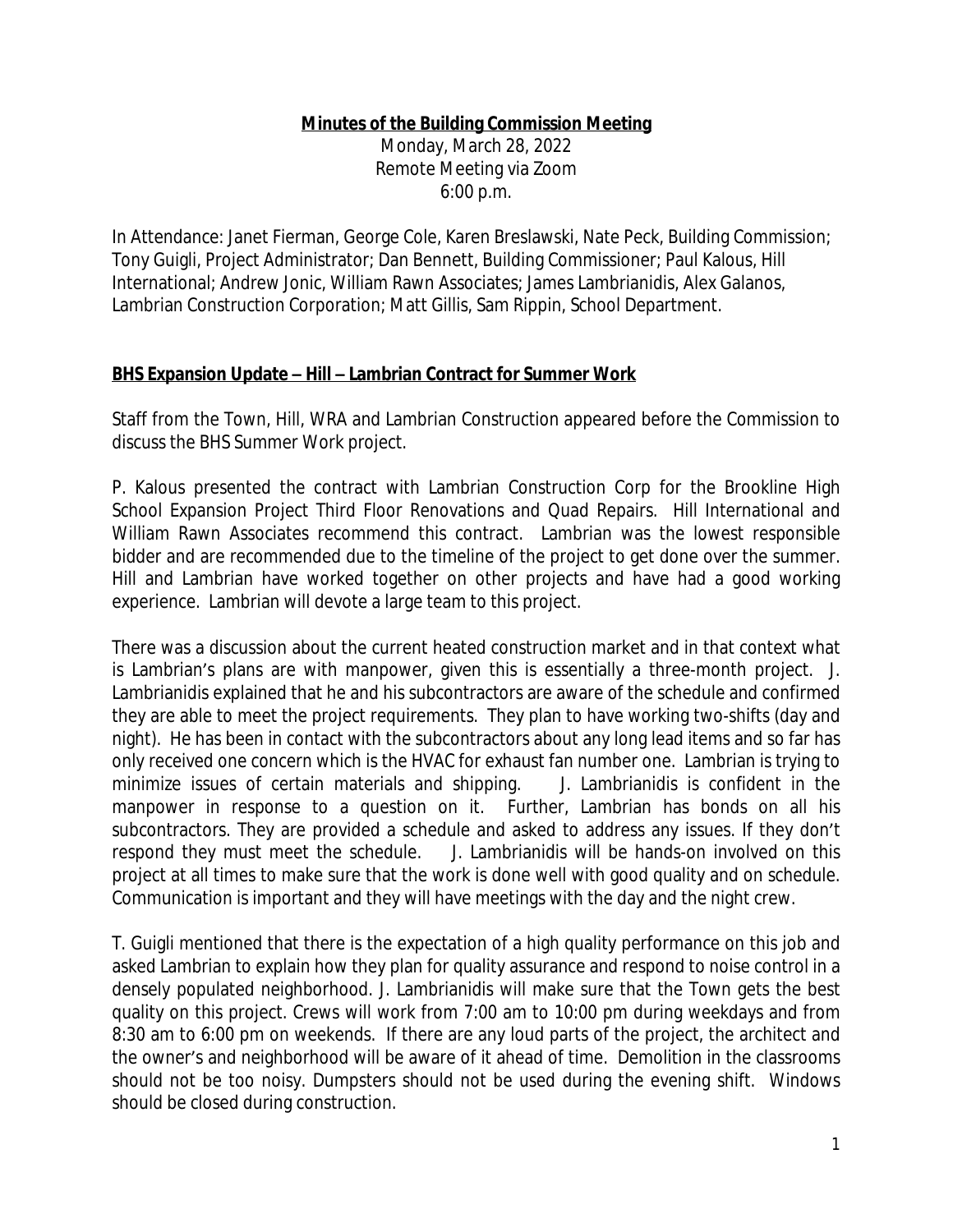# **Minutes of the Building Commission Meeting**

Monday, March 28, 2022
Remote Meeting via Zoom
6:00 p.m.

In Attendance: Janet Fierman, George Cole, Karen Breslawski, Nate Peck, Building Commission; Tony Guigli, Project Administrator; Dan Bennett, Building Commissioner; Paul Kalous, Hill International; Andrew Jonic, William Rawn Associates; James Lambrianidis, Alex Galanos, Lambrian Construction Corporation; Matt Gillis, Sam Rippin, School Department.

## **BHS Expansion Update – Hill – Lambrian Contract for Summer Work**

Staff from the Town, Hill, WRA and Lambrian Construction appeared before the Commission to discuss the BHS Summer Work project.

P. Kalous presented the contract with Lambrian Construction Corp for the Brookline High School Expansion Project Third Floor Renovations and Quad Repairs. Hill International and William Rawn Associates recommend this contract. Lambrian was the lowest responsible bidder and are recommended due to the timeline of the project to get done over the summer. Hill and Lambrian have worked together on other projects and have had a good working experience. Lambrian will devote a large team to this project.

There was a discussion about the current heated construction market and in that context what is Lambrian's plans are with manpower, given this is essentially a three-month project. J. Lambrianidis explained that he and his subcontractors are aware of the schedule and confirmed they are able to meet the project requirements. They plan to have working two-shifts (day and night). He has been in contact with the subcontractors about any long lead items and so far has only received one concern which is the HVAC for exhaust fan number one. Lambrian is trying to minimize issues of certain materials and shipping. J. Lambrianidis is confident in the manpower in response to a question on it. Further, Lambrian has bonds on all his subcontractors. They are provided a schedule and asked to address any issues. If they don't respond they must meet the schedule. J. Lambrianidis will be hands-on involved on this project at all times to make sure that the work is done well with good quality and on schedule. Communication is important and they will have meetings with the day and the night crew.

T. Guigli mentioned that there is the expectation of a high quality performance on this job and asked Lambrian to explain how they plan for quality assurance and respond to noise control in a densely populated neighborhood. J. Lambrianidis will make sure that the Town gets the best quality on this project. Crews will work from 7:00 am to 10:00 pm during weekdays and from 8:30 am to 6:00 pm on weekends. If there are any loud parts of the project, the architect and the owner's and neighborhood will be aware of it ahead of time. Demolition in the classrooms should not be too noisy. Dumpsters should not be used during the evening shift. Windows should be closed during construction.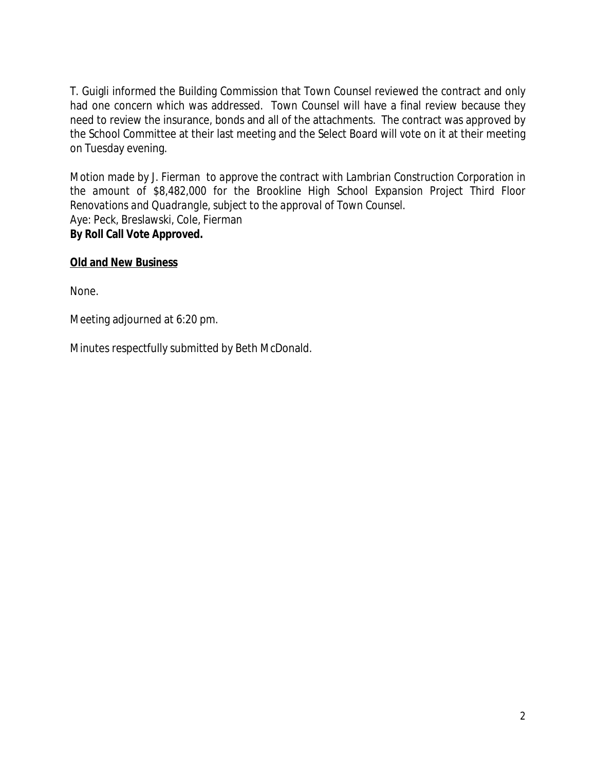T. Guigli informed the Building Commission that Town Counsel reviewed the contract and only had one concern which was addressed. Town Counsel will have a final review because they need to review the insurance, bonds and all of the attachments. The contract was approved by the School Committee at their last meeting and the Select Board will vote on it at their meeting on Tuesday evening.

*Motion made by J. Fierman to approve the contract with Lambrian Construction Corporation in the amount of $8,482,000 for the Brookline High School Expansion Project Third Floor Renovations and Quadrangle, subject to the approval of Town Counsel.*
Aye: Peck, Breslawski, Cole, Fierman
**By Roll Call Vote Approved.**

**<u>Old and New Business</u>**

None.

Meeting adjourned at 6:20 pm.

Minutes respectfully submitted by Beth McDonald.